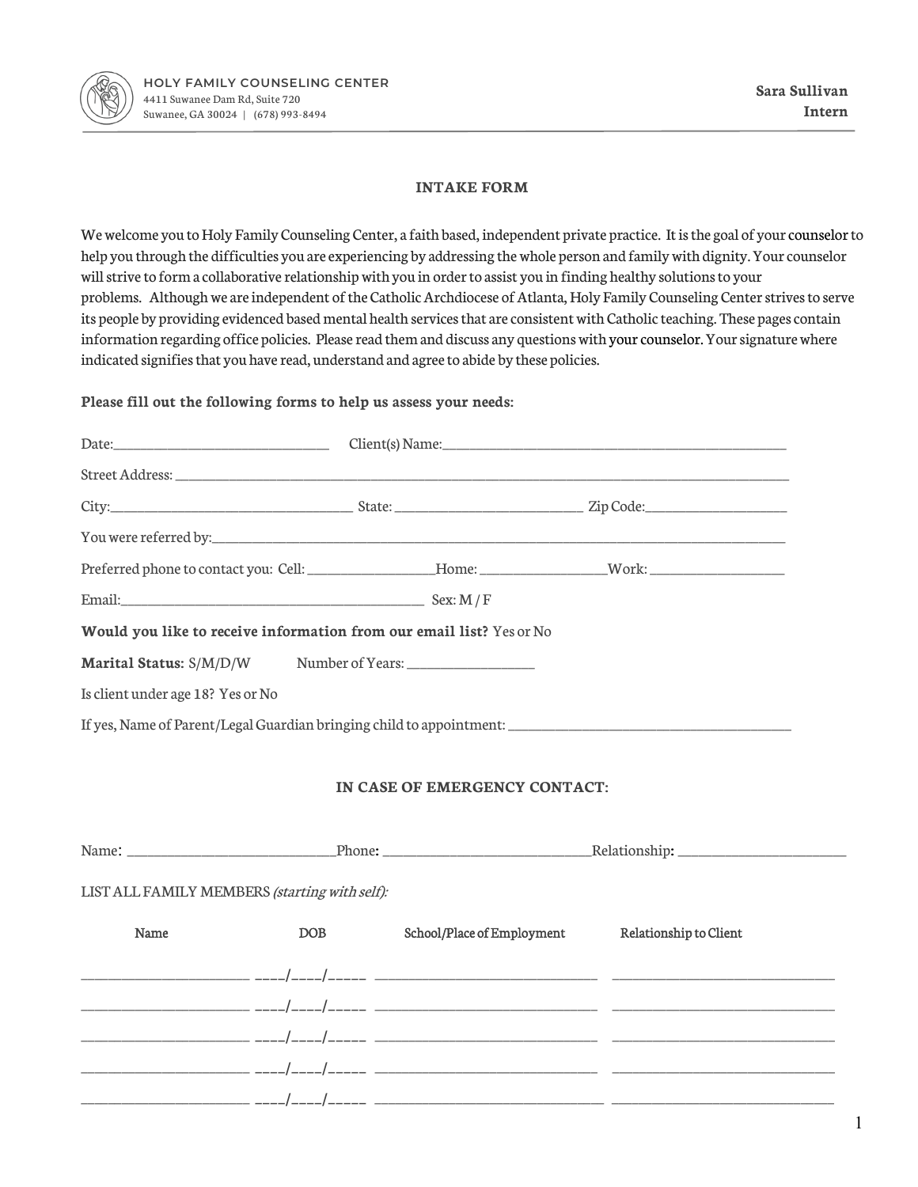HOLY FAMILY COUNSELING CENTER
4411 Suwanee Dam Rd, Suite 720
Suwanee, GA 30024 | (678) 993-8494

**Sara Sullivan**
**Intern**

## INTAKE FORM

We welcome you to Holy Family Counseling Center, a faith based, independent private practice. It is the goal of your counselor to help you through the difficulties you are experiencing by addressing the whole person and family with dignity. Your counselor will strive to form a collaborative relationship with you in order to assist you in finding healthy solutions to your problems. Although we are independent of the Catholic Archdiocese of Atlanta, Holy Family Counseling Center strives to serve its people by providing evidenced based mental health services that are consistent with Catholic teaching. These pages contain information regarding office policies. Please read them and discuss any questions with your counselor. Your signature where indicated signifies that you have read, understand and agree to abide by these policies.

**Please fill out the following forms to help us assess your needs:**

Date:______________________________ Client(s) Name:________________________________________________

Street Address: __________________________________________________________________________________

City:________________________________ State: ________________________ Zip Code:____________________

You were referred by:______________________________________________________________________________

Preferred phone to contact you: Cell: _________________Home: _________________Work: __________________

Email:____________________________________________ Sex: M / F

**Would you like to receive information from our email list?** Yes or No

**Marital Status**: S/M/D/W Number of Years: _________________

Is client under age 18? Yes or No

If yes, Name of Parent/Legal Guardian bringing child to appointment: ______________________________________

### IN CASE OF EMERGENCY CONTACT:

Name: ____________________________Phone: ____________________________Relationship: ______________________

LIST ALL FAMILY MEMBERS *(starting with self):*

| Name | DOB | School/Place of Employment | Relationship to Client |
|---|---|---|---|
| ______________________ | ____/____/_____ | ______________________________ | ______________________________ |
| ______________________ | ____/____/_____ | ______________________________ | ______________________________ |
| ______________________ | ____/____/_____ | ______________________________ | ______________________________ |
| ______________________ | ____/____/_____ | ______________________________ | ______________________________ |
| ______________________ | ____/____/_____ | ______________________________ | ______________________________ |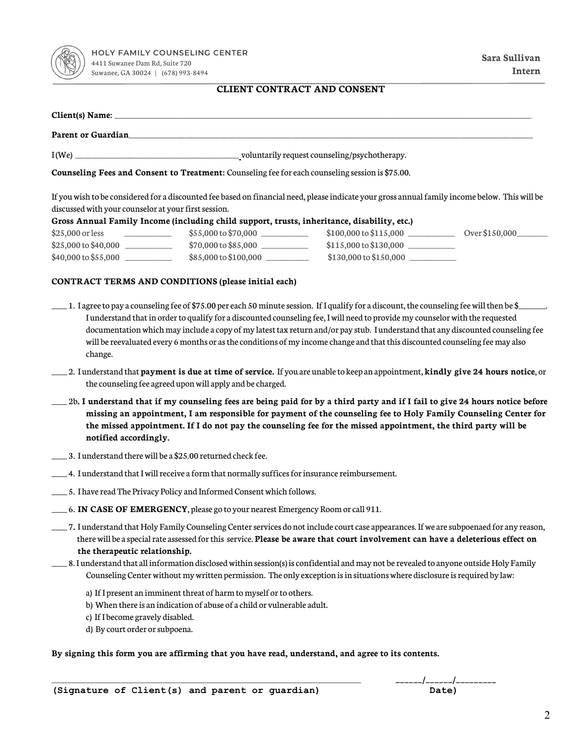HOLY FAMILY COUNSELING CENTER
4411 Suwanee Dam Rd, Suite 720
Suwanee, GA 30024 | (678) 993-8494

**Sara Sullivan**
**Intern**

## CLIENT CONTRACT AND CONSENT

**Client(s) Name:** ____________________________________________________________

**Parent or Guardian**____________________________________________________________

I (We) ______________________________ voluntarily request counseling/psychotherapy.

**Counseling Fees and Consent to Treatment:** Counseling fee for each counseling session is $75.00.

If you wish to be considered for a discounted fee based on financial need, please indicate your gross annual family income below. This will be discussed with your counselor at your first session.

**Gross Annual Family Income (including child support, trusts, inheritance, disability, etc.)**

| | | | |
|---|---|---|---|
| $25,000 or less ________ | $55,000 to $70,000 ________ | $100,000 to $115,000 ________ | Over $150,000________ |
| $25,000 to $40,000 ________ | $70,000 to $85,000 ________ | $115,000 to $130,000 ________ | |
| $40,000 to $55,000 ________ | $85,000 to $100,000 ________ | $130,000 to $150,000 ________ | |

**CONTRACT TERMS AND CONDITIONS (please initial each)**

____ 1. I agree to pay a counseling fee of $75.00 per each 50 minute session. If I qualify for a discount, the counseling fee will then be $______. I understand that in order to qualify for a discounted counseling fee, I will need to provide my counselor with the requested documentation which may include a copy of my latest tax return and/or pay stub. I understand that any discounted counseling fee will be reevaluated every 6 months or as the conditions of my income change and that this discounted counseling fee may also change.

____ 2. I understand that **payment is due at time of service.** If you are unable to keep an appointment, **kindly give 24 hours notice**, or the counseling fee agreed upon will apply and be charged.

____ 2b. **I understand that if my counseling fees are being paid for by a third party and if I fail to give 24 hours notice before missing an appointment, I am responsible for payment of the counseling fee to Holy Family Counseling Center for the missed appointment. If I do not pay the counseling fee for the missed appointment, the third party will be notified accordingly.**

____ 3. I understand there will be a $25.00 returned check fee.

____ 4. I understand that I will receive a form that normally suffices for insurance reimbursement.

____ 5. I have read The Privacy Policy and Informed Consent which follows.

____ 6. **IN CASE OF EMERGENCY**, please go to your nearest Emergency Room or call 911.

____ 7. I understand that Holy Family Counseling Center services do not include court case appearances. If we are subpoenaed for any reason, there will be a special rate assessed for this service. **Please be aware that court involvement can have a deleterious effect on the therapeutic relationship.**

____ 8. I understand that all information disclosed within session(s) is confidential and may not be revealed to anyone outside Holy Family Counseling Center without my written permission. The only exception is in situations where disclosure is required by law:

a) If I present an imminent threat of harm to myself or to others.
b) When there is an indication of abuse of a child or vulnerable adult.
c) If I become gravely disabled.
d) By court order or subpoena.

**By signing this form you are affirming that you have read, understand, and agree to its contents.**

____________________________________________ ______/______/________
**(Signature of Client(s) and parent or guardian)** **Date)**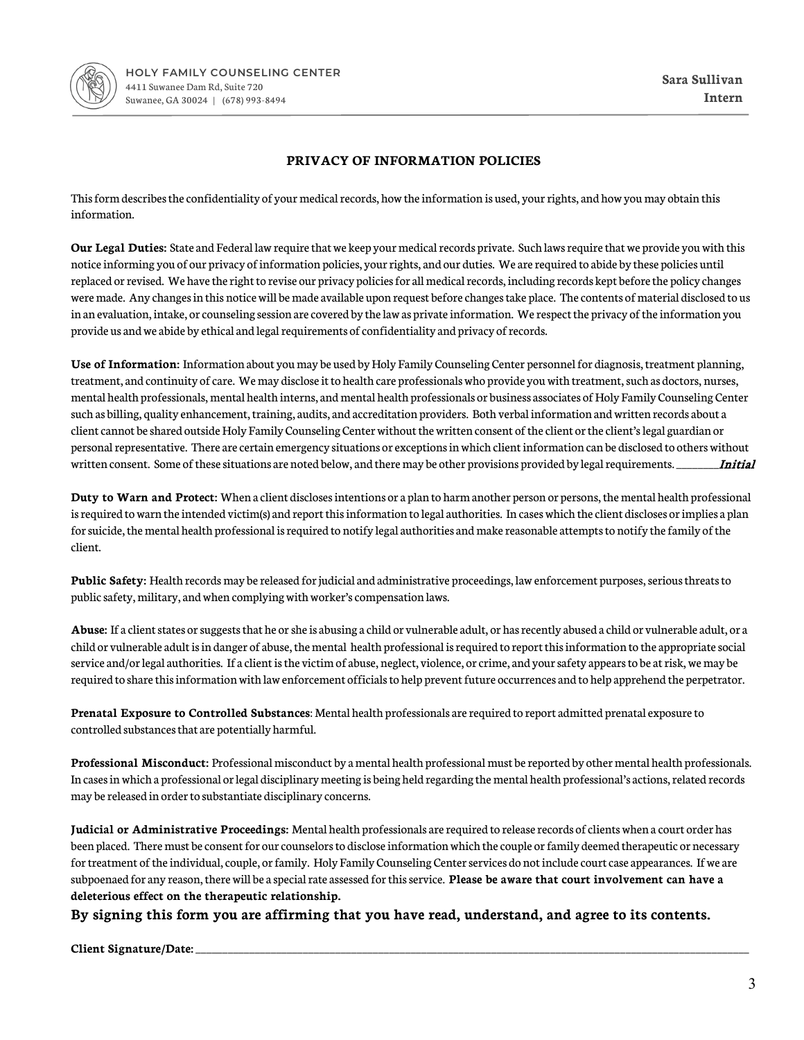# PRIVACY OF INFORMATION POLICIES

This form describes the confidentiality of your medical records, how the information is used, your rights, and how you may obtain this information.

**Our Legal Duties:** State and Federal law require that we keep your medical records private. Such laws require that we provide you with this notice informing you of our privacy of information policies, your rights, and our duties. We are required to abide by these policies until replaced or revised. We have the right to revise our privacy policies for all medical records, including records kept before the policy changes were made. Any changes in this notice will be made available upon request before changes take place. The contents of material disclosed to us in an evaluation, intake, or counseling session are covered by the law as private information. We respect the privacy of the information you provide us and we abide by ethical and legal requirements of confidentiality and privacy of records.

**Use of Information:** Information about you may be used by Holy Family Counseling Center personnel for diagnosis, treatment planning, treatment, and continuity of care. We may disclose it to health care professionals who provide you with treatment, such as doctors, nurses, mental health professionals, mental health interns, and mental health professionals or business associates of Holy Family Counseling Center such as billing, quality enhancement, training, audits, and accreditation providers. Both verbal information and written records about a client cannot be shared outside Holy Family Counseling Center without the written consent of the client or the client's legal guardian or personal representative. There are certain emergency situations or exceptions in which client information can be disclosed to others without written consent. Some of these situations are noted below, and there may be other provisions provided by legal requirements. ________***Initial***

**Duty to Warn and Protect:** When a client discloses intentions or a plan to harm another person or persons, the mental health professional is required to warn the intended victim(s) and report this information to legal authorities. In cases which the client discloses or implies a plan for suicide, the mental health professional is required to notify legal authorities and make reasonable attempts to notify the family of the client.

**Public Safety:** Health records may be released for judicial and administrative proceedings, law enforcement purposes, serious threats to public safety, military, and when complying with worker's compensation laws.

**Abuse:** If a client states or suggests that he or she is abusing a child or vulnerable adult, or has recently abused a child or vulnerable adult, or a child or vulnerable adult is in danger of abuse, the mental health professional is required to report this information to the appropriate social service and/or legal authorities. If a client is the victim of abuse, neglect, violence, or crime, and your safety appears to be at risk, we may be required to share this information with law enforcement officials to help prevent future occurrences and to help apprehend the perpetrator.

**Prenatal Exposure to Controlled Substances**: Mental health professionals are required to report admitted prenatal exposure to controlled substances that are potentially harmful.

**Professional Misconduct:** Professional misconduct by a mental health professional must be reported by other mental health professionals. In cases in which a professional or legal disciplinary meeting is being held regarding the mental health professional's actions, related records may be released in order to substantiate disciplinary concerns.

**Judicial or Administrative Proceedings**: Mental health professionals are required to release records of clients when a court order has been placed. There must be consent for our counselors to disclose information which the couple or family deemed therapeutic or necessary for treatment of the individual, couple, or family. Holy Family Counseling Center services do not include court case appearances. If we are subpoenaed for any reason, there will be a special rate assessed for this service. **Please be aware that court involvement can have a deleterious effect on the therapeutic relationship.**

**By signing this form you are affirming that you have read, understand, and agree to its contents.**

**Client Signature/Date**: ____________________________________________________________________________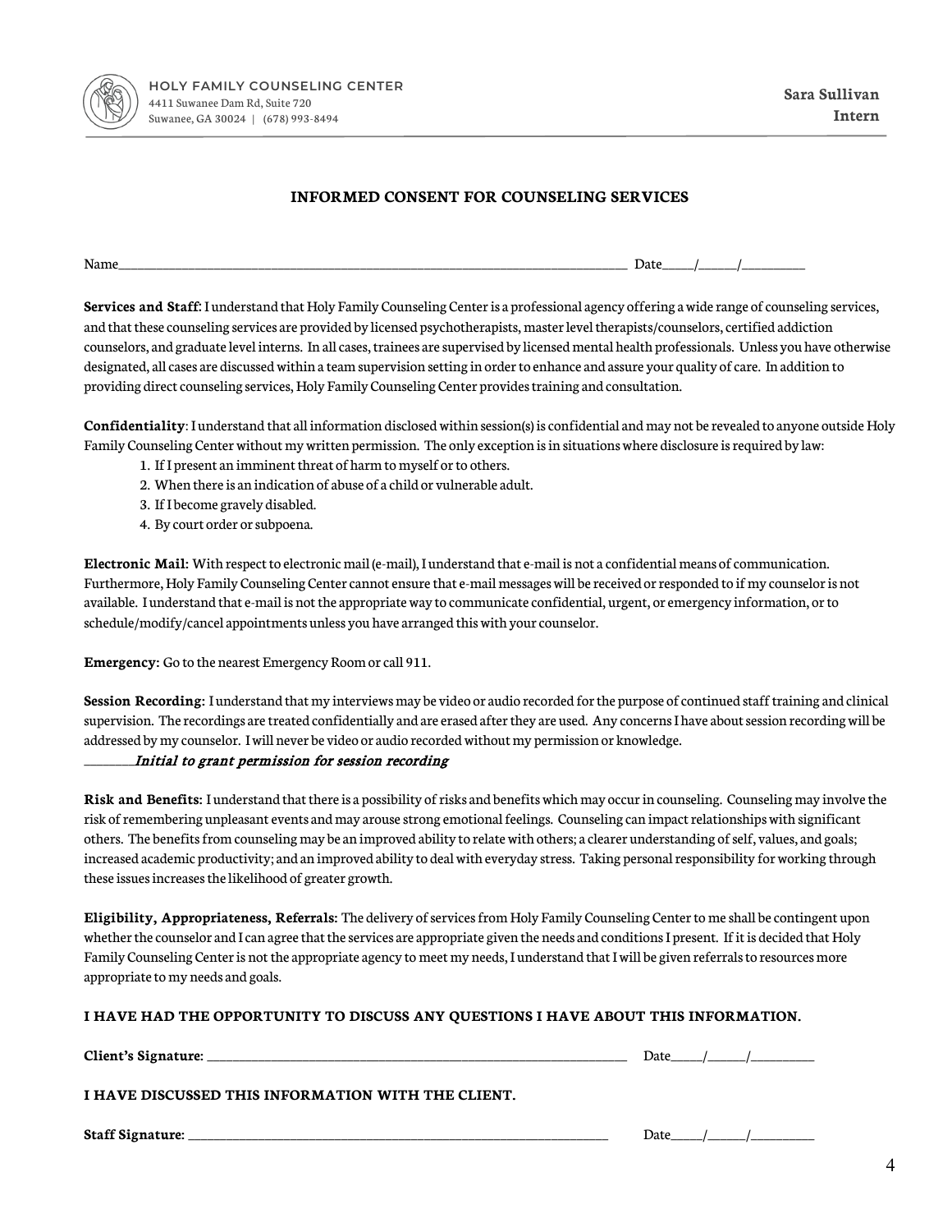HOLY FAMILY COUNSELING CENTER
4411 Suwanee Dam Rd, Suite 720
Suwanee, GA 30024 | (678) 993-8494

**Sara Sullivan**
**Intern**

## INFORMED CONSENT FOR COUNSELING SERVICES

Name_______________________________________________________________________________ Date_____/______/__________

**Services and Staff**: I understand that Holy Family Counseling Center is a professional agency offering a wide range of counseling services, and that these counseling services are provided by licensed psychotherapists, master level therapists/counselors, certified addiction counselors, and graduate level interns. In all cases, trainees are supervised by licensed mental health professionals. Unless you have otherwise designated, all cases are discussed within a team supervision setting in order to enhance and assure your quality of care. In addition to providing direct counseling services, Holy Family Counseling Center provides training and consultation.

**Confidentiality**: I understand that all information disclosed within session(s) is confidential and may not be revealed to anyone outside Holy Family Counseling Center without my written permission. The only exception is in situations where disclosure is required by law:

1. If I present an imminent threat of harm to myself or to others.
2. When there is an indication of abuse of a child or vulnerable adult.
3. If I become gravely disabled.
4. By court order or subpoena.

**Electronic Mail:** With respect to electronic mail (e-mail), I understand that e-mail is not a confidential means of communication. Furthermore, Holy Family Counseling Center cannot ensure that e-mail messages will be received or responded to if my counselor is not available. I understand that e-mail is not the appropriate way to communicate confidential, urgent, or emergency information, or to schedule/modify/cancel appointments unless you have arranged this with your counselor.

**Emergency:** Go to the nearest Emergency Room or call 911.

**Session Recording:** I understand that my interviews may be video or audio recorded for the purpose of continued staff training and clinical supervision. The recordings are treated confidentially and are erased after they are used. Any concerns I have about session recording will be addressed by my counselor. I will never be video or audio recorded without my permission or knowledge.
________*Initial to grant permission for session recording*

**Risk and Benefits:** I understand that there is a possibility of risks and benefits which may occur in counseling. Counseling may involve the risk of remembering unpleasant events and may arouse strong emotional feelings. Counseling can impact relationships with significant others. The benefits from counseling may be an improved ability to relate with others; a clearer understanding of self, values, and goals; increased academic productivity; and an improved ability to deal with everyday stress. Taking personal responsibility for working through these issues increases the likelihood of greater growth.

**Eligibility, Appropriateness, Referrals:** The delivery of services from Holy Family Counseling Center to me shall be contingent upon whether the counselor and I can agree that the services are appropriate given the needs and conditions I present. If it is decided that Holy Family Counseling Center is not the appropriate agency to meet my needs, I understand that I will be given referrals to resources more appropriate to my needs and goals.

**I HAVE HAD THE OPPORTUNITY TO DISCUSS ANY QUESTIONS I HAVE ABOUT THIS INFORMATION.**

**Client's Signature**: ________________________________________________________________ Date_____/______/__________

**I HAVE DISCUSSED THIS INFORMATION WITH THE CLIENT.**

**Staff Signature:** ________________________________________________________________ Date_____/______/__________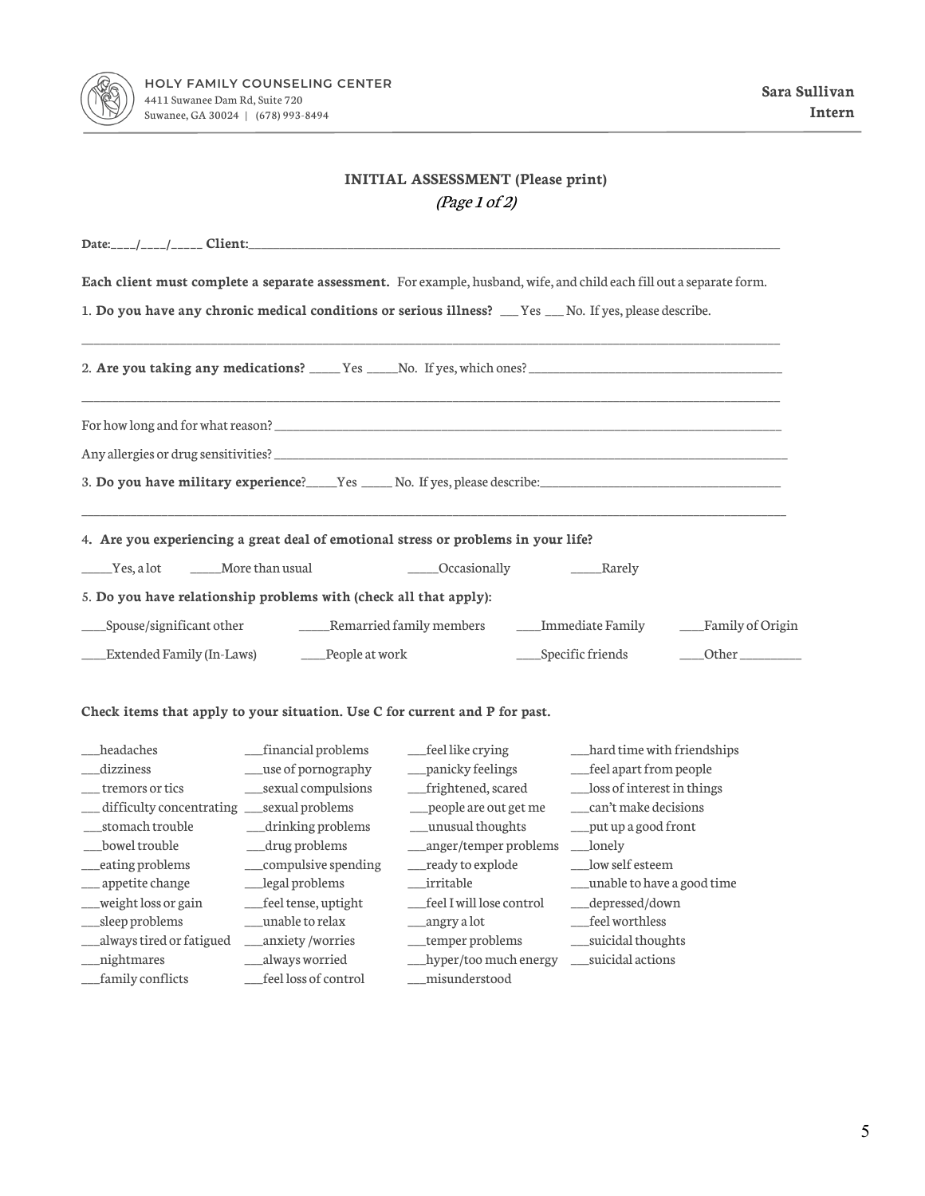HOLY FAMILY COUNSELING CENTER
4411 Suwanee Dam Rd, Suite 720
Suwanee, GA 30024 | (678) 993-8494

**Sara Sullivan**
**Intern**

## INITIAL ASSESSMENT (Please print)

*(Page 1 of 2)*

**Date:**____/____/_____ **Client:**_______________________________________________________________

**Each client must complete a separate assessment.** For example, husband, wife, and child each fill out a separate form.

1. **Do you have any chronic medical conditions or serious illness?** ___ Yes ___ No. If yes, please describe.

_______________________________________________________________________________________

2. **Are you taking any medications?** _____ Yes _____No. If yes, which ones? ____________________________

_______________________________________________________________________________________

For how long and for what reason? _______________________________________________________________

Any allergies or drug sensitivities? _______________________________________________________________

3. **Do you have military experience**?_____Yes _____ No. If yes, please describe:___________________________

_______________________________________________________________________________________

4. **Are you experiencing a great deal of emotional stress or problems in your life?**

_____Yes, a lot _____More than usual _____Occasionally _____Rarely

5. **Do you have relationship problems with (check all that apply):**

____Spouse/significant other _____Remarried family members ____Immediate Family ____Family of Origin

____Extended Family (In-Laws) ____People at work ____Specific friends ____Other _________

**Check items that apply to your situation. Use C for current and P for past.**

| | | | |
|---|---|---|---|
| ___headaches | ___financial problems | ___feel like crying | ___hard time with friendships |
| ___dizziness | ___use of pornography | ___panicky feelings | ___feel apart from people |
| ___ tremors or tics | ___sexual compulsions | ___frightened, scared | ___loss of interest in things |
| ___ difficulty concentrating | ___sexual problems | ___people are out get me | ___can't make decisions |
| ___stomach trouble | ___drinking problems | ___unusual thoughts | ___put up a good front |
| ___bowel trouble | ___drug problems | ___anger/temper problems | ___lonely |
| ___eating problems | ___compulsive spending | ___ready to explode | ___low self esteem |
| ___ appetite change | ___legal problems | ___irritable | ___unable to have a good time |
| ___weight loss or gain | ___feel tense, uptight | ___feel I will lose control | ___depressed/down |
| ___sleep problems | ___unable to relax | ___angry a lot | ___feel worthless |
| ___always tired or fatigued | ___anxiety /worries | ___temper problems | ___suicidal thoughts |
| ___nightmares | ___always worried | ___hyper/too much energy | ___suicidal actions |
| ___family conflicts | ___feel loss of control | ___misunderstood | |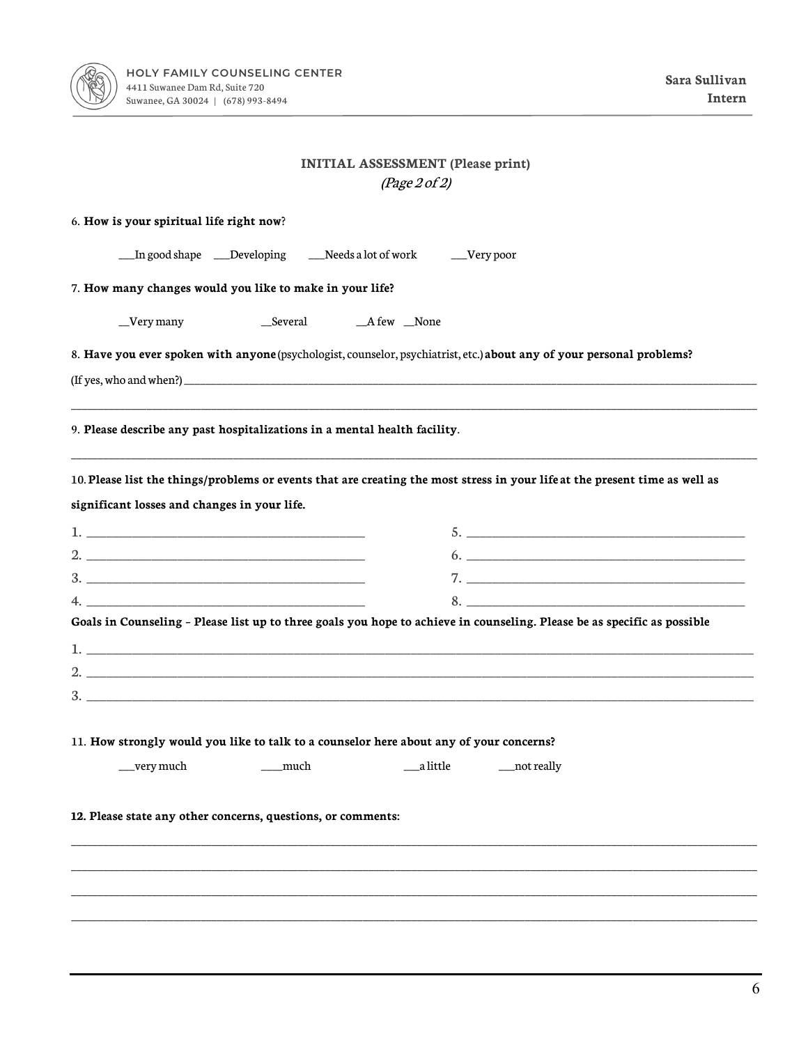HOLY FAMILY COUNSELING CENTER
4411 Suwanee Dam Rd, Suite 720
Suwanee, GA 30024 | (678) 993-8494

**Sara Sullivan**
**Intern**

## INITIAL ASSESSMENT (Please print)

*(Page 2 of 2)*

6. **How is your spiritual life right now**?

___In good shape ___Developing ___Needs a lot of work ___Very poor

7. **How many changes would you like to make in your life?**

__Very many __Several __A few __None

8. **Have you ever spoken with anyone** (psychologist, counselor, psychiatrist, etc.) **about any of your personal problems?**

(If yes, who and when?) ____________________________________________________________

____________________________________________________________

9. **Please describe any past hospitalizations in a mental health facility**.

____________________________________________________________

10. **Please list the things/problems or events that are creating the most stress in your life at the present time as well as significant losses and changes in your life.**

1. ______________________________
2. ______________________________
3. ______________________________
4. ______________________________
5. ______________________________
6. ______________________________
7. ______________________________
8. ______________________________

**Goals in Counseling – Please list up to three goals you hope to achieve in counseling. Please be as specific as possible**

1. ____________________________________________________________
2. ____________________________________________________________
3. ____________________________________________________________

11. **How strongly would you like to talk to a counselor here about any of your concerns?**

___very much ____much ___a little ___not really

**12. Please state any other concerns, questions, or comments:**

____________________________________________________________

____________________________________________________________

____________________________________________________________

____________________________________________________________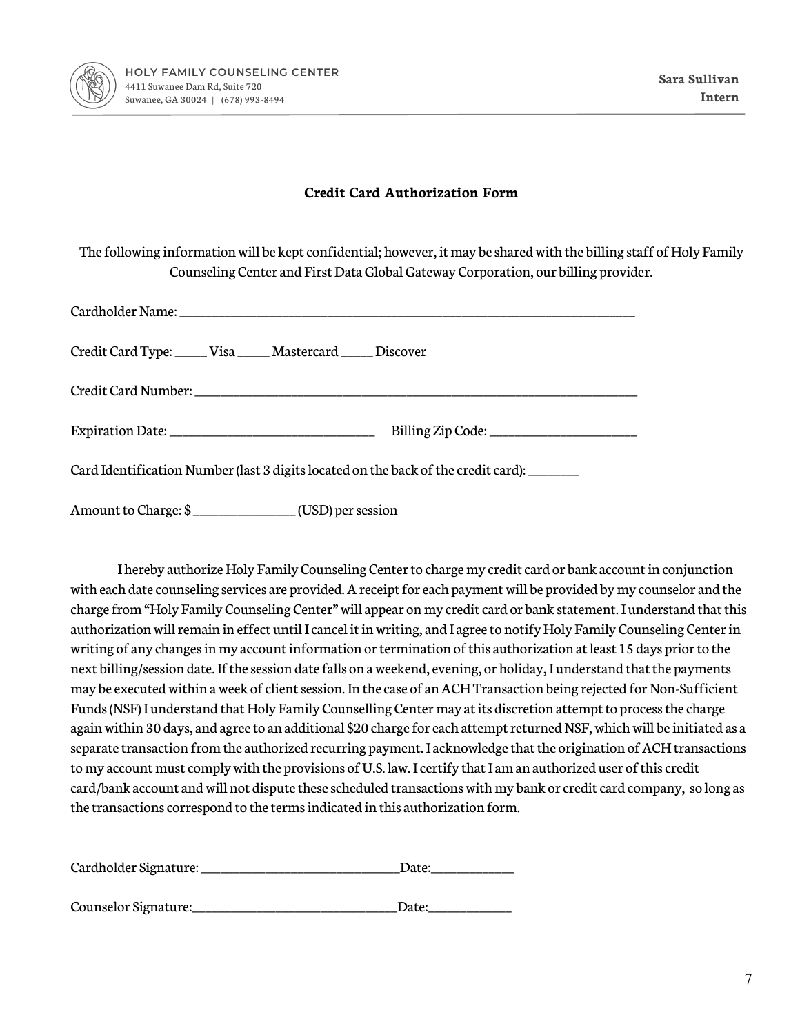HOLY FAMILY COUNSELING CENTER
4411 Suwanee Dam Rd, Suite 720
Suwanee, GA 30024 | (678) 993-8494

**Sara Sullivan**
**Intern**

## Credit Card Authorization Form

The following information will be kept confidential; however, it may be shared with the billing staff of Holy Family Counseling Center and First Data Global Gateway Corporation, our billing provider.

Cardholder Name: ______________________________________________________________________

Credit Card Type: _____ Visa _____ Mastercard _____ Discover

Credit Card Number: ____________________________________________________________________

Expiration Date: ______________________________ Billing Zip Code: ______________________

Card Identification Number (last 3 digits located on the back of the credit card): _______

Amount to Charge: $ _______________ (USD) per session

I hereby authorize Holy Family Counseling Center to charge my credit card or bank account in conjunction with each date counseling services are provided. A receipt for each payment will be provided by my counselor and the charge from "Holy Family Counseling Center" will appear on my credit card or bank statement. I understand that this authorization will remain in effect until I cancel it in writing, and I agree to notify Holy Family Counseling Center in writing of any changes in my account information or termination of this authorization at least 15 days prior to the next billing/session date. If the session date falls on a weekend, evening, or holiday, I understand that the payments may be executed within a week of client session. In the case of an ACH Transaction being rejected for Non-Sufficient Funds (NSF) I understand that Holy Family Counselling Center may at its discretion attempt to process the charge again within 30 days, and agree to an additional $20 charge for each attempt returned NSF, which will be initiated as a separate transaction from the authorized recurring payment. I acknowledge that the origination of ACH transactions to my account must comply with the provisions of U.S. law. I certify that I am an authorized user of this credit card/bank account and will not dispute these scheduled transactions with my bank or credit card company, so long as the transactions correspond to the terms indicated in this authorization form.

Cardholder Signature: _____________________________Date:____________

Counselor Signature:______________________________Date:____________